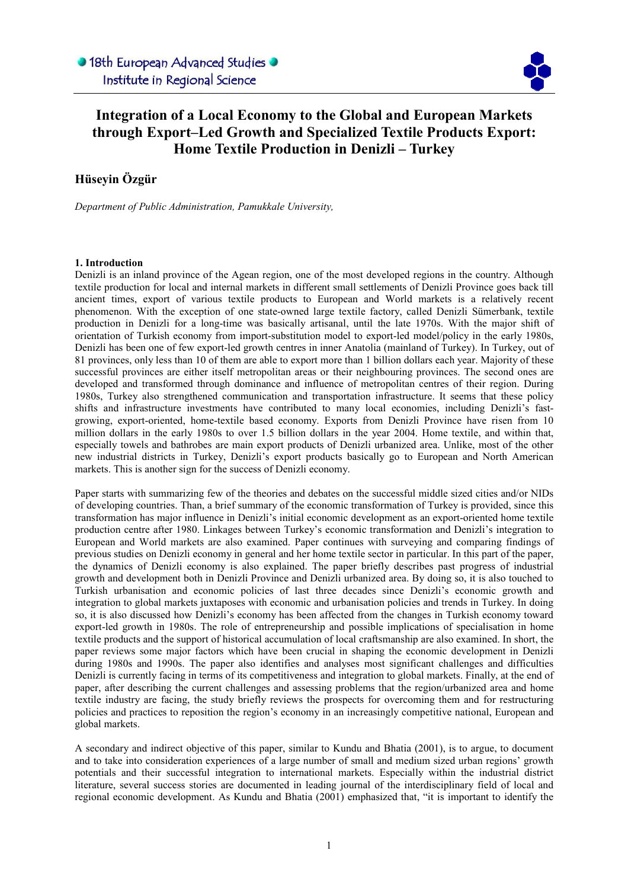# Integration of a Local Economy to the Global and European Markets through Export–Led Growth and Specialized Textile Products Export: Home Textile Production in Denizli – Turkey

## Hüseyin Özgür

*Department of Public Administration, Pamukkale University,*

### 1. Introduction

Denizli is an inland province of the Agean region, one of the most developed regions in the country. Although textile production for local and internal markets in different small settlements of Denizli Province goes back till ancient times, export of various textile products to European and World markets is a relatively recent phenomenon. With the exception of one state-owned large textile factory, called Denizli Sümerbank, textile production in Denizli for a long-time was basically artisanal, until the late 1970s. With the major shift of orientation of Turkish economy from import-substitution model to export-led model/policy in the early 1980s, Denizli has been one of few export-led growth centres in inner Anatolia (mainland of Turkey). In Turkey, out of 81 provinces, only less than 10 of them are able to export more than 1 billion dollars each year. Majority of these successful provinces are either itself metropolitan areas or their neighbouring provinces. The second ones are developed and transformed through dominance and influence of metropolitan centres of their region. During 1980s, Turkey also strengthened communication and transportation infrastructure. It seems that these policy shifts and infrastructure investments have contributed to many local economies, including Denizli's fast-growing, export-oriented, home-textile based economy. Exports from Denizli Province have risen from 10 million dollars in the early 1980s to over 1.5 billion dollars in the year 2004. Home textile, and within that, especially towels and bathrobes are main export products of Denizli urbanized area. Unlike, most of the other new industrial districts in Turkey, Denizli's export products basically go to European and North American markets. This is another sign for the success of Denizli economy.

Paper starts with summarizing few of the theories and debates on the successful middle sized cities and/or NIDs of developing countries. Than, a brief summary of the economic transformation of Turkey is provided, since this transformation has major influence in Denizli's initial economic development as an export-oriented home textile production centre after 1980. Linkages between Turkey's economic transformation and Denizli's integration to European and World markets are also examined. Paper continues with surveying and comparing findings of previous studies on Denizli economy in general and her home textile sector in particular. In this part of the paper, the dynamics of Denizli economy is also explained. The paper briefly describes past progress of industrial growth and development both in Denizli Province and Denizli urbanized area. By doing so, it is also touched to Turkish urbanisation and economic policies of last three decades since Denizli's economic growth and integration to global markets juxtaposes with economic and urbanisation policies and trends in Turkey. In doing so, it is also discussed how Denizli's economy has been affected from the changes in Turkish economy toward export-led growth in 1980s. The role of entrepreneurship and possible implications of specialisation in home textile products and the support of historical accumulation of local craftsmanship are also examined. In short, the paper reviews some major factors which have been crucial in shaping the economic development in Denizli during 1980s and 1990s. The paper also identifies and analyses most significant challenges and difficulties Denizli is currently facing in terms of its competitiveness and integration to global markets. Finally, at the end of paper, after describing the current challenges and assessing problems that the region/urbanized area and home textile industry are facing, the study briefly reviews the prospects for overcoming them and for restructuring policies and practices to reposition the region's economy in an increasingly competitive national, European and global markets.

A secondary and indirect objective of this paper, similar to Kundu and Bhatia (2001), is to argue, to document and to take into consideration experiences of a large number of small and medium sized urban regions' growth potentials and their successful integration to international markets. Especially within the industrial district literature, several success stories are documented in leading journal of the interdisciplinary field of local and regional economic development. As Kundu and Bhatia (2001) emphasized that, "it is important to identify the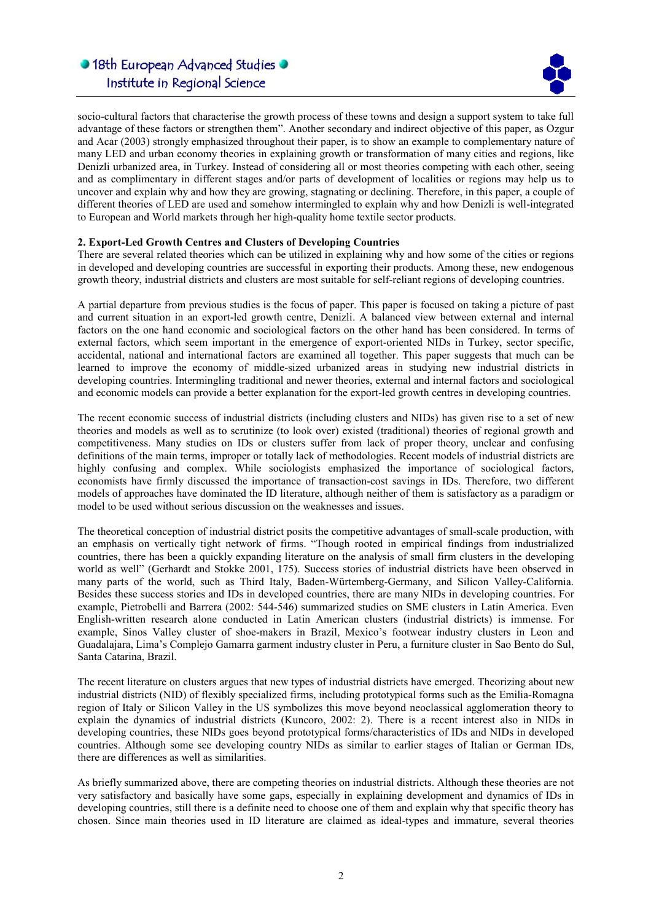socio-cultural factors that characterise the growth process of these towns and design a support system to take full advantage of these factors or strengthen them". Another secondary and indirect objective of this paper, as Ozgur and Acar (2003) strongly emphasized throughout their paper, is to show an example to complementary nature of many LED and urban economy theories in explaining growth or transformation of many cities and regions, like Denizli urbanized area, in Turkey. Instead of considering all or most theories competing with each other, seeing and as complimentary in different stages and/or parts of development of localities or regions may help us to uncover and explain why and how they are growing, stagnating or declining. Therefore, in this paper, a couple of different theories of LED are used and somehow intermingled to explain why and how Denizli is well-integrated to European and World markets through her high-quality home textile sector products.

**2. Export-Led Growth Centres and Clusters of Developing Countries**

There are several related theories which can be utilized in explaining why and how some of the cities or regions in developed and developing countries are successful in exporting their products. Among these, new endogenous growth theory, industrial districts and clusters are most suitable for self-reliant regions of developing countries.

A partial departure from previous studies is the focus of paper. This paper is focused on taking a picture of past and current situation in an export-led growth centre, Denizli. A balanced view between external and internal factors on the one hand economic and sociological factors on the other hand has been considered. In terms of external factors, which seem important in the emergence of export-oriented NIDs in Turkey, sector specific, accidental, national and international factors are examined all together. This paper suggests that much can be learned to improve the economy of middle-sized urbanized areas in studying new industrial districts in developing countries. Intermingling traditional and newer theories, external and internal factors and sociological and economic models can provide a better explanation for the export-led growth centres in developing countries.

The recent economic success of industrial districts (including clusters and NIDs) has given rise to a set of new theories and models as well as to scrutinize (to look over) existed (traditional) theories of regional growth and competitiveness. Many studies on IDs or clusters suffer from lack of proper theory, unclear and confusing definitions of the main terms, improper or totally lack of methodologies. Recent models of industrial districts are highly confusing and complex. While sociologists emphasized the importance of sociological factors, economists have firmly discussed the importance of transaction-cost savings in IDs. Therefore, two different models of approaches have dominated the ID literature, although neither of them is satisfactory as a paradigm or model to be used without serious discussion on the weaknesses and issues.

The theoretical conception of industrial district posits the competitive advantages of small-scale production, with an emphasis on vertically tight network of firms. "Though rooted in empirical findings from industrialized countries, there has been a quickly expanding literature on the analysis of small firm clusters in the developing world as well" (Gerhardt and Stokke 2001, 175). Success stories of industrial districts have been observed in many parts of the world, such as Third Italy, Baden-Würtemberg-Germany, and Silicon Valley-California. Besides these success stories and IDs in developed countries, there are many NIDs in developing countries. For example, Pietrobelli and Barrera (2002: 544-546) summarized studies on SME clusters in Latin America. Even English-written research alone conducted in Latin American clusters (industrial districts) is immense. For example, Sinos Valley cluster of shoe-makers in Brazil, Mexico's footwear industry clusters in Leon and Guadalajara, Lima's Complejo Gamarra garment industry cluster in Peru, a furniture cluster in Sao Bento do Sul, Santa Catarina, Brazil.

The recent literature on clusters argues that new types of industrial districts have emerged. Theorizing about new industrial districts (NID) of flexibly specialized firms, including prototypical forms such as the Emilia-Romagna region of Italy or Silicon Valley in the US symbolizes this move beyond neoclassical agglomeration theory to explain the dynamics of industrial districts (Kuncoro, 2002: 2). There is a recent interest also in NIDs in developing countries, these NIDs goes beyond prototypical forms/characteristics of IDs and NIDs in developed countries. Although some see developing country NIDs as similar to earlier stages of Italian or German IDs, there are differences as well as similarities.

As briefly summarized above, there are competing theories on industrial districts. Although these theories are not very satisfactory and basically have some gaps, especially in explaining development and dynamics of IDs in developing countries, still there is a definite need to choose one of them and explain why that specific theory has chosen. Since main theories used in ID literature are claimed as ideal-types and immature, several theories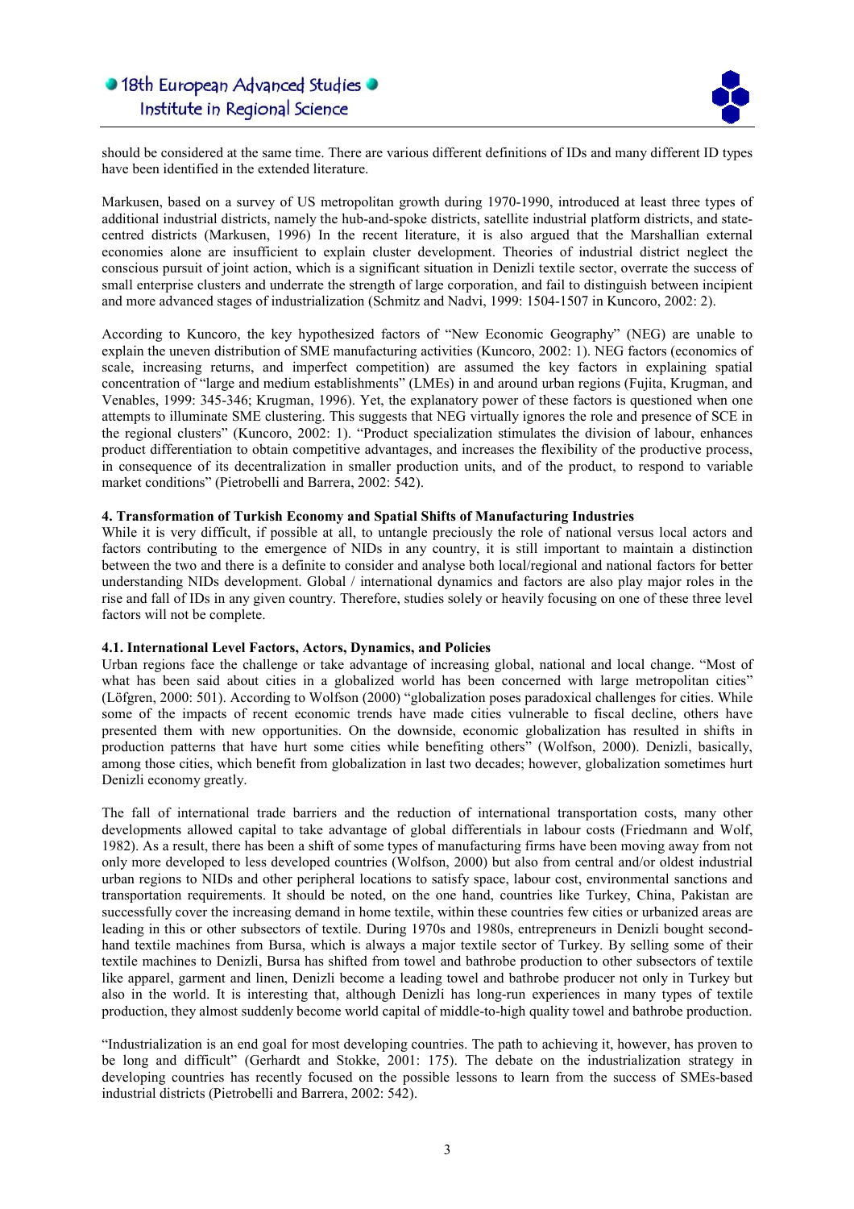should be considered at the same time. There are various different definitions of IDs and many different ID types have been identified in the extended literature.

Markusen, based on a survey of US metropolitan growth during 1970-1990, introduced at least three types of additional industrial districts, namely the hub-and-spoke districts, satellite industrial platform districts, and state-centred districts (Markusen, 1996) In the recent literature, it is also argued that the Marshallian external economies alone are insufficient to explain cluster development. Theories of industrial district neglect the conscious pursuit of joint action, which is a significant situation in Denizli textile sector, overrate the success of small enterprise clusters and underrate the strength of large corporation, and fail to distinguish between incipient and more advanced stages of industrialization (Schmitz and Nadvi, 1999: 1504-1507 in Kuncoro, 2002: 2).

According to Kuncoro, the key hypothesized factors of "New Economic Geography" (NEG) are unable to explain the uneven distribution of SME manufacturing activities (Kuncoro, 2002: 1). NEG factors (economics of scale, increasing returns, and imperfect competition) are assumed the key factors in explaining spatial concentration of "large and medium establishments" (LMEs) in and around urban regions (Fujita, Krugman, and Venables, 1999: 345-346; Krugman, 1996). Yet, the explanatory power of these factors is questioned when one attempts to illuminate SME clustering. This suggests that NEG virtually ignores the role and presence of SCE in the regional clusters" (Kuncoro, 2002: 1). "Product specialization stimulates the division of labour, enhances product differentiation to obtain competitive advantages, and increases the flexibility of the productive process, in consequence of its decentralization in smaller production units, and of the product, to respond to variable market conditions" (Pietrobelli and Barrera, 2002: 542).

## 4. Transformation of Turkish Economy and Spatial Shifts of Manufacturing Industries

While it is very difficult, if possible at all, to untangle preciously the role of national versus local actors and factors contributing to the emergence of NIDs in any country, it is still important to maintain a distinction between the two and there is a definite to consider and analyse both local/regional and national factors for better understanding NIDs development. Global / international dynamics and factors are also play major roles in the rise and fall of IDs in any given country. Therefore, studies solely or heavily focusing on one of these three level factors will not be complete.

### 4.1. International Level Factors, Actors, Dynamics, and Policies

Urban regions face the challenge or take advantage of increasing global, national and local change. "Most of what has been said about cities in a globalized world has been concerned with large metropolitan cities" (Löfgren, 2000: 501). According to Wolfson (2000) "globalization poses paradoxical challenges for cities. While some of the impacts of recent economic trends have made cities vulnerable to fiscal decline, others have presented them with new opportunities. On the downside, economic globalization has resulted in shifts in production patterns that have hurt some cities while benefiting others" (Wolfson, 2000). Denizli, basically, among those cities, which benefit from globalization in last two decades; however, globalization sometimes hurt Denizli economy greatly.

The fall of international trade barriers and the reduction of international transportation costs, many other developments allowed capital to take advantage of global differentials in labour costs (Friedmann and Wolf, 1982). As a result, there has been a shift of some types of manufacturing firms have been moving away from not only more developed to less developed countries (Wolfson, 2000) but also from central and/or oldest industrial urban regions to NIDs and other peripheral locations to satisfy space, labour cost, environmental sanctions and transportation requirements. It should be noted, on the one hand, countries like Turkey, China, Pakistan are successfully cover the increasing demand in home textile, within these countries few cities or urbanized areas are leading in this or other subsectors of textile. During 1970s and 1980s, entrepreneurs in Denizli bought second-hand textile machines from Bursa, which is always a major textile sector of Turkey. By selling some of their textile machines to Denizli, Bursa has shifted from towel and bathrobe production to other subsectors of textile like apparel, garment and linen, Denizli become a leading towel and bathrobe producer not only in Turkey but also in the world. It is interesting that, although Denizli has long-run experiences in many types of textile production, they almost suddenly become world capital of middle-to-high quality towel and bathrobe production.

"Industrialization is an end goal for most developing countries. The path to achieving it, however, has proven to be long and difficult" (Gerhardt and Stokke, 2001: 175). The debate on the industrialization strategy in developing countries has recently focused on the possible lessons to learn from the success of SMEs-based industrial districts (Pietrobelli and Barrera, 2002: 542).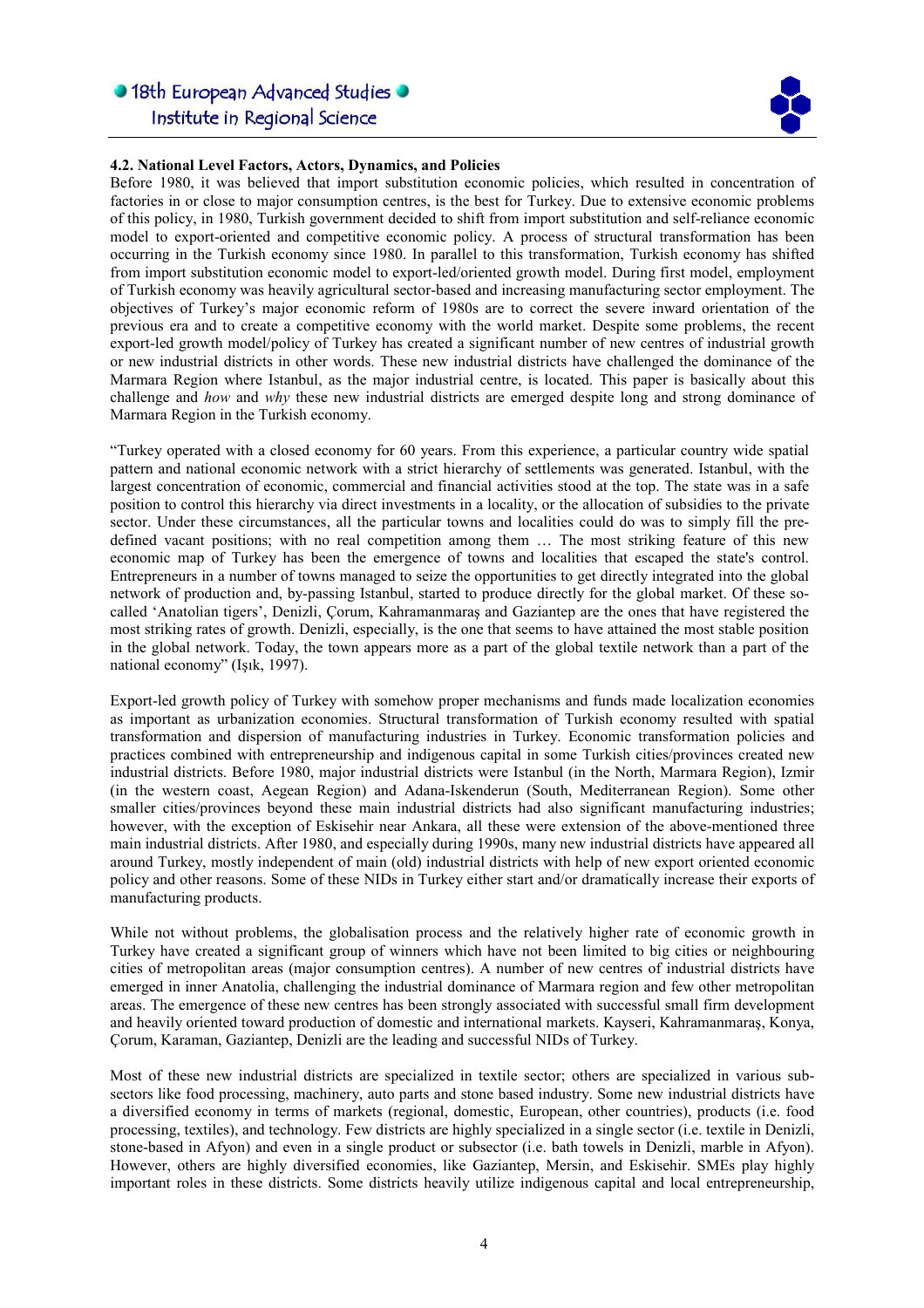### 4.2. National Level Factors, Actors, Dynamics, and Policies

Before 1980, it was believed that import substitution economic policies, which resulted in concentration of factories in or close to major consumption centres, is the best for Turkey. Due to extensive economic problems of this policy, in 1980, Turkish government decided to shift from import substitution and self-reliance economic model to export-oriented and competitive economic policy. A process of structural transformation has been occurring in the Turkish economy since 1980. In parallel to this transformation, Turkish economy has shifted from import substitution economic model to export-led/oriented growth model. During first model, employment of Turkish economy was heavily agricultural sector-based and increasing manufacturing sector employment. The objectives of Turkey's major economic reform of 1980s are to correct the severe inward orientation of the previous era and to create a competitive economy with the world market. Despite some problems, the recent export-led growth model/policy of Turkey has created a significant number of new centres of industrial growth or new industrial districts in other words. These new industrial districts have challenged the dominance of the Marmara Region where Istanbul, as the major industrial centre, is located. This paper is basically about this challenge and *how* and *why* these new industrial districts are emerged despite long and strong dominance of Marmara Region in the Turkish economy.

"Turkey operated with a closed economy for 60 years. From this experience, a particular country wide spatial pattern and national economic network with a strict hierarchy of settlements was generated. Istanbul, with the largest concentration of economic, commercial and financial activities stood at the top. The state was in a safe position to control this hierarchy via direct investments in a locality, or the allocation of subsidies to the private sector. Under these circumstances, all the particular towns and localities could do was to simply fill the pre-defined vacant positions; with no real competition among them … The most striking feature of this new economic map of Turkey has been the emergence of towns and localities that escaped the state's control. Entrepreneurs in a number of towns managed to seize the opportunities to get directly integrated into the global network of production and, by-passing Istanbul, started to produce directly for the global market. Of these so-called 'Anatolian tigers', Denizli, Çorum, Kahramanmaraş and Gaziantep are the ones that have registered the most striking rates of growth. Denizli, especially, is the one that seems to have attained the most stable position in the global network. Today, the town appears more as a part of the global textile network than a part of the national economy" (Işık, 1997).

Export-led growth policy of Turkey with somehow proper mechanisms and funds made localization economies as important as urbanization economies. Structural transformation of Turkish economy resulted with spatial transformation and dispersion of manufacturing industries in Turkey. Economic transformation policies and practices combined with entrepreneurship and indigenous capital in some Turkish cities/provinces created new industrial districts. Before 1980, major industrial districts were Istanbul (in the North, Marmara Region), Izmir (in the western coast, Aegean Region) and Adana-Iskenderun (South, Mediterranean Region). Some other smaller cities/provinces beyond these main industrial districts had also significant manufacturing industries; however, with the exception of Eskisehir near Ankara, all these were extension of the above-mentioned three main industrial districts. After 1980, and especially during 1990s, many new industrial districts have appeared all around Turkey, mostly independent of main (old) industrial districts with help of new export oriented economic policy and other reasons. Some of these NIDs in Turkey either start and/or dramatically increase their exports of manufacturing products.

While not without problems, the globalisation process and the relatively higher rate of economic growth in Turkey have created a significant group of winners which have not been limited to big cities or neighbouring cities of metropolitan areas (major consumption centres). A number of new centres of industrial districts have emerged in inner Anatolia, challenging the industrial dominance of Marmara region and few other metropolitan areas. The emergence of these new centres has been strongly associated with successful small firm development and heavily oriented toward production of domestic and international markets. Kayseri, Kahramanmaraş, Konya, Çorum, Karaman, Gaziantep, Denizli are the leading and successful NIDs of Turkey.

Most of these new industrial districts are specialized in textile sector; others are specialized in various sub-sectors like food processing, machinery, auto parts and stone based industry. Some new industrial districts have a diversified economy in terms of markets (regional, domestic, European, other countries), products (i.e. food processing, textiles), and technology. Few districts are highly specialized in a single sector (i.e. textile in Denizli, stone-based in Afyon) and even in a single product or subsector (i.e. bath towels in Denizli, marble in Afyon). However, others are highly diversified economies, like Gaziantep, Mersin, and Eskisehir. SMEs play highly important roles in these districts. Some districts heavily utilize indigenous capital and local entrepreneurship,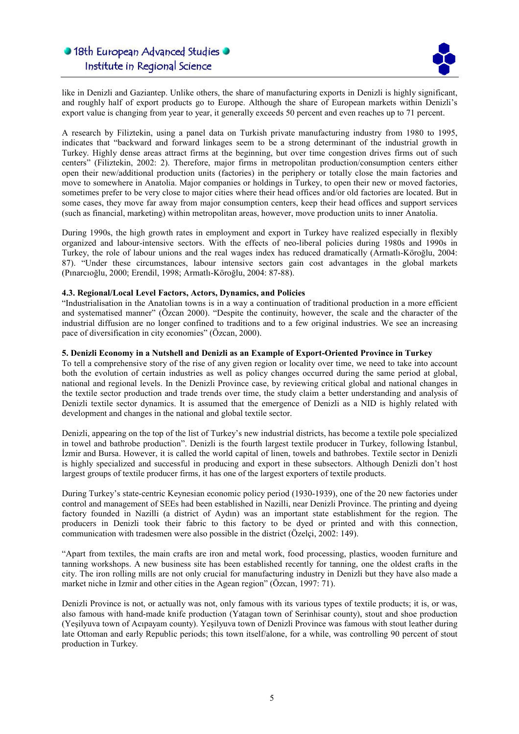like in Denizli and Gaziantep. Unlike others, the share of manufacturing exports in Denizli is highly significant, and roughly half of export products go to Europe. Although the share of European markets within Denizli's export value is changing from year to year, it generally exceeds 50 percent and even reaches up to 71 percent.

A research by Filiztekin, using a panel data on Turkish private manufacturing industry from 1980 to 1995, indicates that "backward and forward linkages seem to be a strong determinant of the industrial growth in Turkey. Highly dense areas attract firms at the beginning, but over time congestion drives firms out of such centers" (Filiztekin, 2002: 2). Therefore, major firms in metropolitan production/consumption centers either open their new/additional production units (factories) in the periphery or totally close the main factories and move to somewhere in Anatolia. Major companies or holdings in Turkey, to open their new or moved factories, sometimes prefer to be very close to major cities where their head offices and/or old factories are located. But in some cases, they move far away from major consumption centers, keep their head offices and support services (such as financial, marketing) within metropolitan areas, however, move production units to inner Anatolia.

During 1990s, the high growth rates in employment and export in Turkey have realized especially in flexibly organized and labour-intensive sectors. With the effects of neo-liberal policies during 1980s and 1990s in Turkey, the role of labour unions and the real wages index has reduced dramatically (Armatlı-Köroğlu, 2004: 87). "Under these circumstances, labour intensive sectors gain cost advantages in the global markets (Pınarcıoğlu, 2000; Erendil, 1998; Armatlı-Köroğlu, 2004: 87-88).

### 4.3. Regional/Local Level Factors, Actors, Dynamics, and Policies

"Industrialisation in the Anatolian towns is in a way a continuation of traditional production in a more efficient and systematised manner" (Özcan 2000). "Despite the continuity, however, the scale and the character of the industrial diffusion are no longer confined to traditions and to a few original industries. We see an increasing pace of diversification in city economies" (Özcan, 2000).

## 5. Denizli Economy in a Nutshell and Denizli as an Example of Export-Oriented Province in Turkey

To tell a comprehensive story of the rise of any given region or locality over time, we need to take into account both the evolution of certain industries as well as policy changes occurred during the same period at global, national and regional levels. In the Denizli Province case, by reviewing critical global and national changes in the textile sector production and trade trends over time, the study claim a better understanding and analysis of Denizli textile sector dynamics. It is assumed that the emergence of Denizli as a NID is highly related with development and changes in the national and global textile sector.

Denizli, appearing on the top of the list of Turkey's new industrial districts, has become a textile pole specialized in towel and bathrobe production". Denizli is the fourth largest textile producer in Turkey, following İstanbul, İzmir and Bursa. However, it is called the world capital of linen, towels and bathrobes. Textile sector in Denizli is highly specialized and successful in producing and export in these subsectors. Although Denizli don't host largest groups of textile producer firms, it has one of the largest exporters of textile products.

During Turkey's state-centric Keynesian economic policy period (1930-1939), one of the 20 new factories under control and management of SEEs had been established in Nazilli, near Denizli Province. The printing and dyeing factory founded in Nazilli (a district of Aydın) was an important state establishment for the region. The producers in Denizli took their fabric to this factory to be dyed or printed and with this connection, communication with tradesmen were also possible in the district (Özelçi, 2002: 149).

"Apart from textiles, the main crafts are iron and metal work, food processing, plastics, wooden furniture and tanning workshops. A new business site has been established recently for tanning, one the oldest crafts in the city. The iron rolling mills are not only crucial for manufacturing industry in Denizli but they have also made a market niche in Izmir and other cities in the Agean region" (Özcan, 1997: 71).

Denizli Province is not, or actually was not, only famous with its various types of textile products; it is, or was, also famous with hand-made knife production (Yatagan town of Serinhisar county), stout and shoe production (Yeşilyuva town of Acıpayam county). Yeşilyuva town of Denizli Province was famous with stout leather during late Ottoman and early Republic periods; this town itself/alone, for a while, was controlling 90 percent of stout production in Turkey.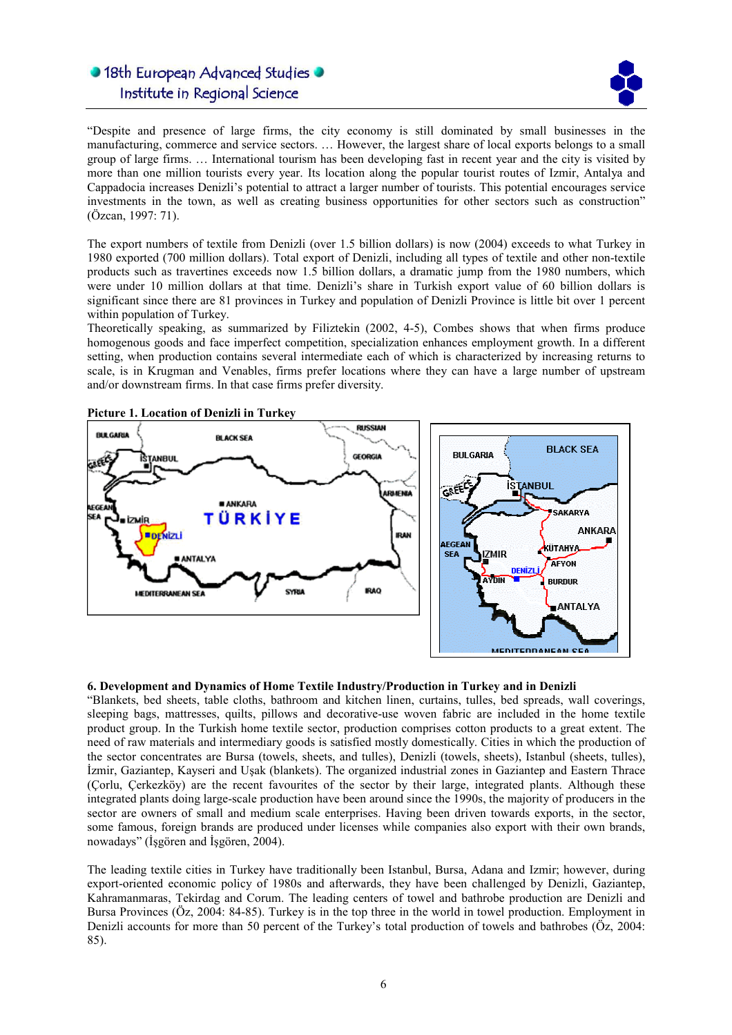"Despite and presence of large firms, the city economy is still dominated by small businesses in the manufacturing, commerce and service sectors. … However, the largest share of local exports belongs to a small group of large firms. … International tourism has been developing fast in recent year and the city is visited by more than one million tourists every year. Its location along the popular tourist routes of Izmir, Antalya and Cappadocia increases Denizli's potential to attract a larger number of tourists. This potential encourages service investments in the town, as well as creating business opportunities for other sectors such as construction" (Özcan, 1997: 71).

The export numbers of textile from Denizli (over 1.5 billion dollars) is now (2004) exceeds to what Turkey in 1980 exported (700 million dollars). Total export of Denizli, including all types of textile and other non-textile products such as travertines exceeds now 1.5 billion dollars, a dramatic jump from the 1980 numbers, which were under 10 million dollars at that time. Denizli's share in Turkish export value of 60 billion dollars is significant since there are 81 provinces in Turkey and population of Denizli Province is little bit over 1 percent within population of Turkey.

Theoretically speaking, as summarized by Filiztekin (2002, 4-5), Combes shows that when firms produce homogenous goods and face imperfect competition, specialization enhances employment growth. In a different setting, when production contains several intermediate each of which is characterized by increasing returns to scale, is in Krugman and Venables, firms prefer locations where they can have a large number of upstream and/or downstream firms. In that case firms prefer diversity.

**Picture 1. Location of Denizli in Turkey**

### 6. Development and Dynamics of Home Textile Industry/Production in Turkey and in Denizli

"Blankets, bed sheets, table cloths, bathroom and kitchen linen, curtains, tulles, bed spreads, wall coverings, sleeping bags, mattresses, quilts, pillows and decorative-use woven fabric are included in the home textile product group. In the Turkish home textile sector, production comprises cotton products to a great extent. The need of raw materials and intermediary goods is satisfied mostly domestically. Cities in which the production of the sector concentrates are Bursa (towels, sheets, and tulles), Denizli (towels, sheets), Istanbul (sheets, tulles), İzmir, Gaziantep, Kayseri and Uşak (blankets). The organized industrial zones in Gaziantep and Eastern Thrace (Çorlu, Çerkezköy) are the recent favourites of the sector by their large, integrated plants. Although these integrated plants doing large-scale production have been around since the 1990s, the majority of producers in the sector are owners of small and medium scale enterprises. Having been driven towards exports, in the sector, some famous, foreign brands are produced under licenses while companies also export with their own brands, nowadays" (İşgören and İşgören, 2004).

The leading textile cities in Turkey have traditionally been Istanbul, Bursa, Adana and Izmir; however, during export-oriented economic policy of 1980s and afterwards, they have been challenged by Denizli, Gaziantep, Kahramanmaras, Tekirdag and Corum. The leading centers of towel and bathrobe production are Denizli and Bursa Provinces (Öz, 2004: 84-85). Turkey is in the top three in the world in towel production. Employment in Denizli accounts for more than 50 percent of the Turkey's total production of towels and bathrobes (Öz, 2004: 85).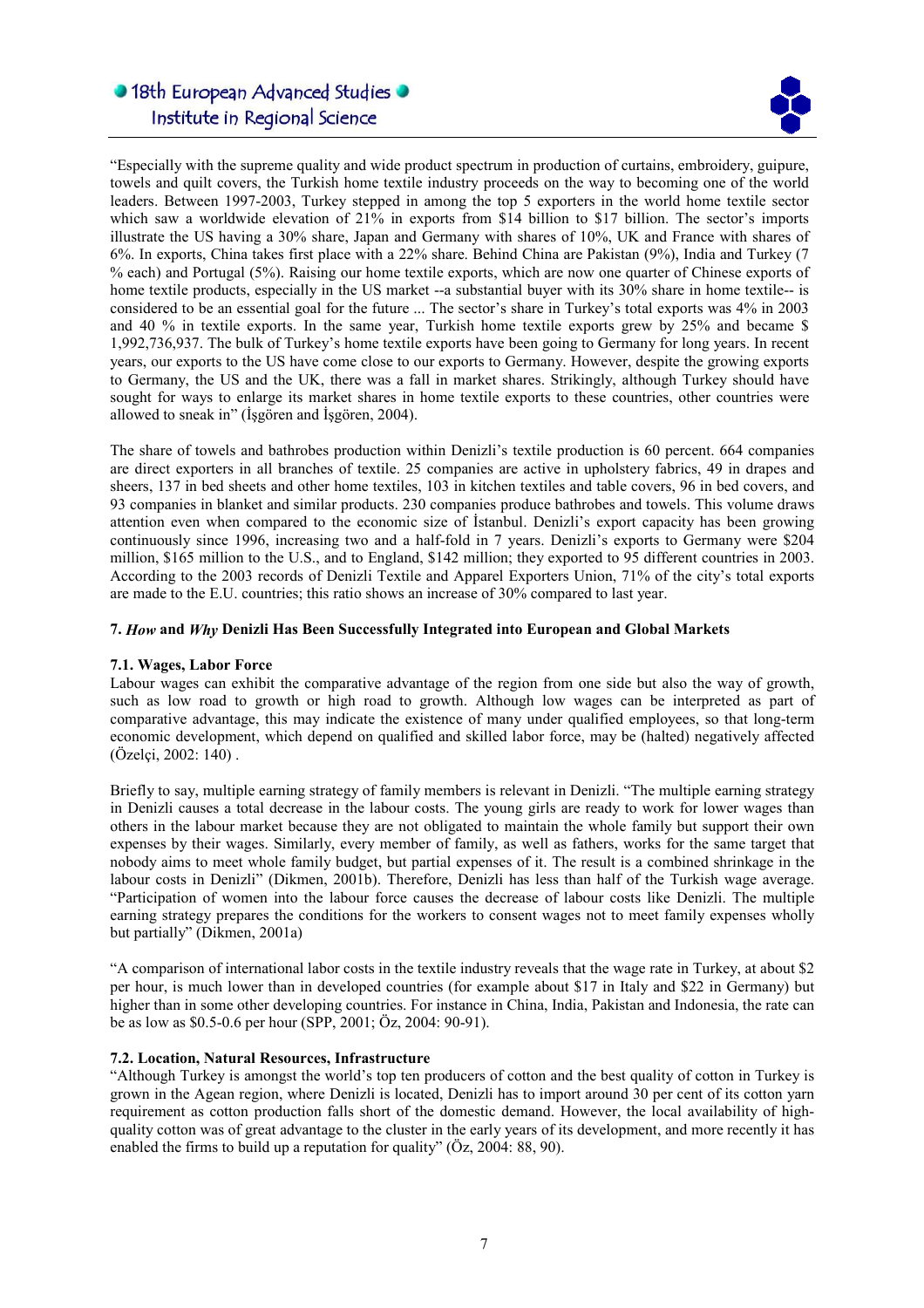"Especially with the supreme quality and wide product spectrum in production of curtains, embroidery, guipure, towels and quilt covers, the Turkish home textile industry proceeds on the way to becoming one of the world leaders. Between 1997-2003, Turkey stepped in among the top 5 exporters in the world home textile sector which saw a worldwide elevation of 21% in exports from $14 billion to $17 billion. The sector's imports illustrate the US having a 30% share, Japan and Germany with shares of 10%, UK and France with shares of 6%. In exports, China takes first place with a 22% share. Behind China are Pakistan (9%), India and Turkey (7 % each) and Portugal (5%). Raising our home textile exports, which are now one quarter of Chinese exports of home textile products, especially in the US market --a substantial buyer with its 30% share in home textile-- is considered to be an essential goal for the future ... The sector's share in Turkey's total exports was 4% in 2003 and 40 % in textile exports. In the same year, Turkish home textile exports grew by 25% and became $ 1,992,736,937. The bulk of Turkey's home textile exports have been going to Germany for long years. In recent years, our exports to the US have come close to our exports to Germany. However, despite the growing exports to Germany, the US and the UK, there was a fall in market shares. Strikingly, although Turkey should have sought for ways to enlarge its market shares in home textile exports to these countries, other countries were allowed to sneak in" (İşgören and İşgören, 2004).

The share of towels and bathrobes production within Denizli's textile production is 60 percent. 664 companies are direct exporters in all branches of textile. 25 companies are active in upholstery fabrics, 49 in drapes and sheers, 137 in bed sheets and other home textiles, 103 in kitchen textiles and table covers, 96 in bed covers, and 93 companies in blanket and similar products. 230 companies produce bathrobes and towels. This volume draws attention even when compared to the economic size of İstanbul. Denizli's export capacity has been growing continuously since 1996, increasing two and a half-fold in 7 years. Denizli's exports to Germany were $204 million, $165 million to the U.S., and to England, $142 million; they exported to 95 different countries in 2003. According to the 2003 records of Denizli Textile and Apparel Exporters Union, 71% of the city's total exports are made to the E.U. countries; this ratio shows an increase of 30% compared to last year.

## 7. *How* and *Why* Denizli Has Been Successfully Integrated into European and Global Markets

### 7.1. Wages, Labor Force

Labour wages can exhibit the comparative advantage of the region from one side but also the way of growth, such as low road to growth or high road to growth. Although low wages can be interpreted as part of comparative advantage, this may indicate the existence of many under qualified employees, so that long-term economic development, which depend on qualified and skilled labor force, may be (halted) negatively affected (Özelçi, 2002: 140) .

Briefly to say, multiple earning strategy of family members is relevant in Denizli. "The multiple earning strategy in Denizli causes a total decrease in the labour costs. The young girls are ready to work for lower wages than others in the labour market because they are not obligated to maintain the whole family but support their own expenses by their wages. Similarly, every member of family, as well as fathers, works for the same target that nobody aims to meet whole family budget, but partial expenses of it. The result is a combined shrinkage in the labour costs in Denizli" (Dikmen, 2001b). Therefore, Denizli has less than half of the Turkish wage average. "Participation of women into the labour force causes the decrease of labour costs like Denizli. The multiple earning strategy prepares the conditions for the workers to consent wages not to meet family expenses wholly but partially" (Dikmen, 2001a)

"A comparison of international labor costs in the textile industry reveals that the wage rate in Turkey, at about $2 per hour, is much lower than in developed countries (for example about $17 in Italy and $22 in Germany) but higher than in some other developing countries. For instance in China, India, Pakistan and Indonesia, the rate can be as low as $0.5-0.6 per hour (SPP, 2001; Öz, 2004: 90-91).

### 7.2. Location, Natural Resources, Infrastructure

"Although Turkey is amongst the world's top ten producers of cotton and the best quality of cotton in Turkey is grown in the Agean region, where Denizli is located, Denizli has to import around 30 per cent of its cotton yarn requirement as cotton production falls short of the domestic demand. However, the local availability of high-quality cotton was of great advantage to the cluster in the early years of its development, and more recently it has enabled the firms to build up a reputation for quality" (Öz, 2004: 88, 90).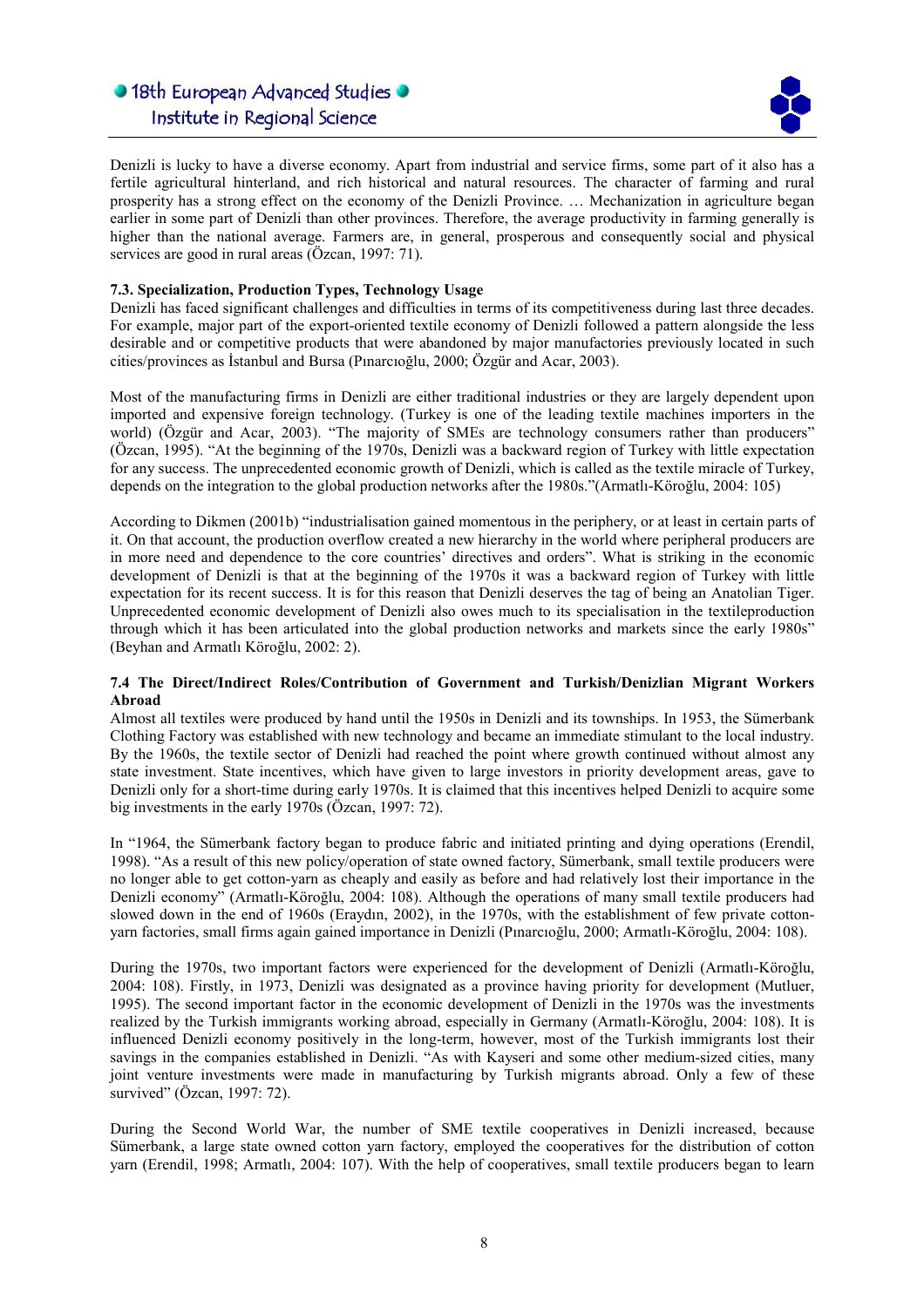Denizli is lucky to have a diverse economy. Apart from industrial and service firms, some part of it also has a fertile agricultural hinterland, and rich historical and natural resources. The character of farming and rural prosperity has a strong effect on the economy of the Denizli Province. … Mechanization in agriculture began earlier in some part of Denizli than other provinces. Therefore, the average productivity in farming generally is higher than the national average. Farmers are, in general, prosperous and consequently social and physical services are good in rural areas (Özcan, 1997: 71).

### 7.3. Specialization, Production Types, Technology Usage

Denizli has faced significant challenges and difficulties in terms of its competitiveness during last three decades. For example, major part of the export-oriented textile economy of Denizli followed a pattern alongside the less desirable and or competitive products that were abandoned by major manufactories previously located in such cities/provinces as İstanbul and Bursa (Pınarcıoğlu, 2000; Özgür and Acar, 2003).

Most of the manufacturing firms in Denizli are either traditional industries or they are largely dependent upon imported and expensive foreign technology. (Turkey is one of the leading textile machines importers in the world) (Özgür and Acar, 2003). "The majority of SMEs are technology consumers rather than producers" (Özcan, 1995). "At the beginning of the 1970s, Denizli was a backward region of Turkey with little expectation for any success. The unprecedented economic growth of Denizli, which is called as the textile miracle of Turkey, depends on the integration to the global production networks after the 1980s."(Armatlı-Köroğlu, 2004: 105)

According to Dikmen (2001b) "industrialisation gained momentous in the periphery, or at least in certain parts of it. On that account, the production overflow created a new hierarchy in the world where peripheral producers are in more need and dependence to the core countries' directives and orders". What is striking in the economic development of Denizli is that at the beginning of the 1970s it was a backward region of Turkey with little expectation for its recent success. It is for this reason that Denizli deserves the tag of being an Anatolian Tiger. Unprecedented economic development of Denizli also owes much to its specialisation in the textileproduction through which it has been articulated into the global production networks and markets since the early 1980s" (Beyhan and Armatlı Köroğlu, 2002: 2).

### 7.4 The Direct/Indirect Roles/Contribution of Government and Turkish/Denizlian Migrant Workers Abroad

Almost all textiles were produced by hand until the 1950s in Denizli and its townships. In 1953, the Sümerbank Clothing Factory was established with new technology and became an immediate stimulant to the local industry. By the 1960s, the textile sector of Denizli had reached the point where growth continued without almost any state investment. State incentives, which have given to large investors in priority development areas, gave to Denizli only for a short-time during early 1970s. It is claimed that this incentives helped Denizli to acquire some big investments in the early 1970s (Özcan, 1997: 72).

In "1964, the Sümerbank factory began to produce fabric and initiated printing and dying operations (Erendil, 1998). "As a result of this new policy/operation of state owned factory, Sümerbank, small textile producers were no longer able to get cotton-yarn as cheaply and easily as before and had relatively lost their importance in the Denizli economy" (Armatlı-Köroğlu, 2004: 108). Although the operations of many small textile producers had slowed down in the end of 1960s (Eraydın, 2002), in the 1970s, with the establishment of few private cotton-yarn factories, small firms again gained importance in Denizli (Pınarcıoğlu, 2000; Armatlı-Köroğlu, 2004: 108).

During the 1970s, two important factors were experienced for the development of Denizli (Armatlı-Köroğlu, 2004: 108). Firstly, in 1973, Denizli was designated as a province having priority for development (Mutluer, 1995). The second important factor in the economic development of Denizli in the 1970s was the investments realized by the Turkish immigrants working abroad, especially in Germany (Armatlı-Köroğlu, 2004: 108). It is influenced Denizli economy positively in the long-term, however, most of the Turkish immigrants lost their savings in the companies established in Denizli. "As with Kayseri and some other medium-sized cities, many joint venture investments were made in manufacturing by Turkish migrants abroad. Only a few of these survived" (Özcan, 1997: 72).

During the Second World War, the number of SME textile cooperatives in Denizli increased, because Sümerbank, a large state owned cotton yarn factory, employed the cooperatives for the distribution of cotton yarn (Erendil, 1998; Armatlı, 2004: 107). With the help of cooperatives, small textile producers began to learn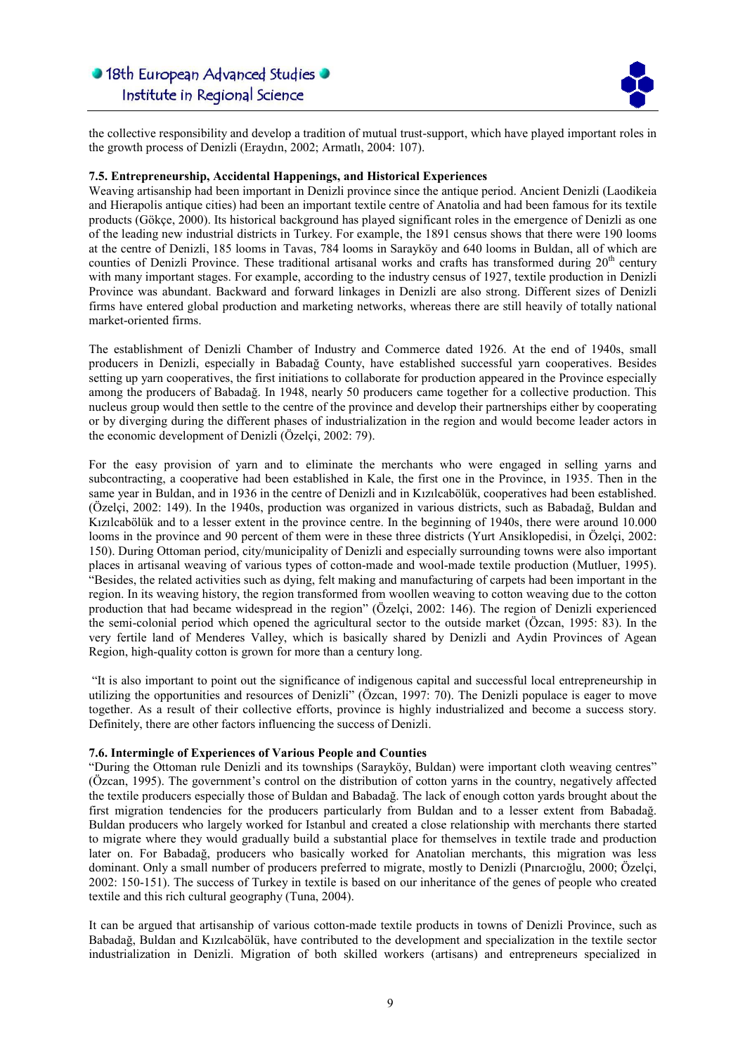the collective responsibility and develop a tradition of mutual trust-support, which have played important roles in the growth process of Denizli (Eraydın, 2002; Armatlı, 2004: 107).

### 7.5. Entrepreneurship, Accidental Happenings, and Historical Experiences

Weaving artisanship had been important in Denizli province since the antique period. Ancient Denizli (Laodikeia and Hierapolis antique cities) had been an important textile centre of Anatolia and had been famous for its textile products (Gökçe, 2000). Its historical background has played significant roles in the emergence of Denizli as one of the leading new industrial districts in Turkey. For example, the 1891 census shows that there were 190 looms at the centre of Denizli, 185 looms in Tavas, 784 looms in Sarayköy and 640 looms in Buldan, all of which are counties of Denizli Province. These traditional artisanal works and crafts has transformed during 20[th] century with many important stages. For example, according to the industry census of 1927, textile production in Denizli Province was abundant. Backward and forward linkages in Denizli are also strong. Different sizes of Denizli firms have entered global production and marketing networks, whereas there are still heavily of totally national market-oriented firms.

The establishment of Denizli Chamber of Industry and Commerce dated 1926. At the end of 1940s, small producers in Denizli, especially in Babadağ County, have established successful yarn cooperatives. Besides setting up yarn cooperatives, the first initiations to collaborate for production appeared in the Province especially among the producers of Babadağ. In 1948, nearly 50 producers came together for a collective production. This nucleus group would then settle to the centre of the province and develop their partnerships either by cooperating or by diverging during the different phases of industrialization in the region and would become leader actors in the economic development of Denizli (Özelçi, 2002: 79).

For the easy provision of yarn and to eliminate the merchants who were engaged in selling yarns and subcontracting, a cooperative had been established in Kale, the first one in the Province, in 1935. Then in the same year in Buldan, and in 1936 in the centre of Denizli and in Kızılcabölük, cooperatives had been established. (Özelçi, 2002: 149). In the 1940s, production was organized in various districts, such as Babadağ, Buldan and Kızılcabölük and to a lesser extent in the province centre. In the beginning of 1940s, there were around 10.000 looms in the province and 90 percent of them were in these three districts (Yurt Ansiklopedisi, in Özelçi, 2002: 150). During Ottoman period, city/municipality of Denizli and especially surrounding towns were also important places in artisanal weaving of various types of cotton-made and wool-made textile production (Mutluer, 1995). "Besides, the related activities such as dying, felt making and manufacturing of carpets had been important in the region. In its weaving history, the region transformed from woollen weaving to cotton weaving due to the cotton production that had became widespread in the region" (Özelçi, 2002: 146). The region of Denizli experienced the semi-colonial period which opened the agricultural sector to the outside market (Özcan, 1995: 83). In the very fertile land of Menderes Valley, which is basically shared by Denizli and Aydin Provinces of Agean Region, high-quality cotton is grown for more than a century long.

"It is also important to point out the significance of indigenous capital and successful local entrepreneurship in utilizing the opportunities and resources of Denizli" (Özcan, 1997: 70). The Denizli populace is eager to move together. As a result of their collective efforts, province is highly industrialized and become a success story. Definitely, there are other factors influencing the success of Denizli.

### 7.6. Intermingle of Experiences of Various People and Counties

"During the Ottoman rule Denizli and its townships (Sarayköy, Buldan) were important cloth weaving centres" (Özcan, 1995). The government's control on the distribution of cotton yarns in the country, negatively affected the textile producers especially those of Buldan and Babadağ. The lack of enough cotton yards brought about the first migration tendencies for the producers particularly from Buldan and to a lesser extent from Babadağ. Buldan producers who largely worked for Istanbul and created a close relationship with merchants there started to migrate where they would gradually build a substantial place for themselves in textile trade and production later on. For Babadağ, producers who basically worked for Anatolian merchants, this migration was less dominant. Only a small number of producers preferred to migrate, mostly to Denizli (Pınarcıoğlu, 2000; Özelçi, 2002: 150-151). The success of Turkey in textile is based on our inheritance of the genes of people who created textile and this rich cultural geography (Tuna, 2004).

It can be argued that artisanship of various cotton-made textile products in towns of Denizli Province, such as Babadağ, Buldan and Kızılcabölük, have contributed to the development and specialization in the textile sector industrialization in Denizli. Migration of both skilled workers (artisans) and entrepreneurs specialized in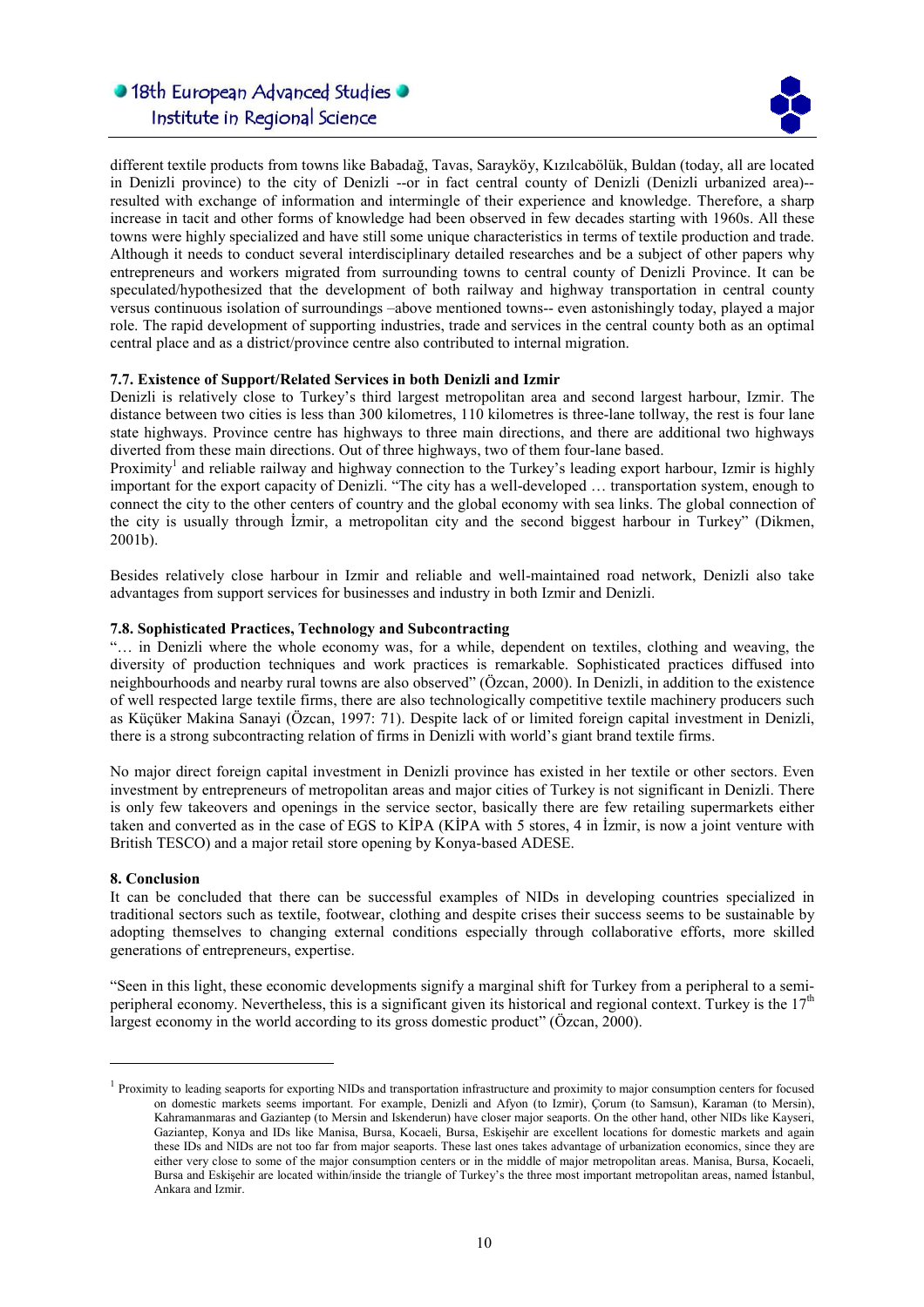different textile products from towns like Babadağ, Tavas, Sarayköy, Kızılcabölük, Buldan (today, all are located in Denizli province) to the city of Denizli --or in fact central county of Denizli (Denizli urbanized area)-- resulted with exchange of information and intermingle of their experience and knowledge. Therefore, a sharp increase in tacit and other forms of knowledge had been observed in few decades starting with 1960s. All these towns were highly specialized and have still some unique characteristics in terms of textile production and trade. Although it needs to conduct several interdisciplinary detailed researches and be a subject of other papers why entrepreneurs and workers migrated from surrounding towns to central county of Denizli Province. It can be speculated/hypothesized that the development of both railway and highway transportation in central county versus continuous isolation of surroundings –above mentioned towns-- even astonishingly today, played a major role. The rapid development of supporting industries, trade and services in the central county both as an optimal central place and as a district/province centre also contributed to internal migration.

### 7.7. Existence of Support/Related Services in both Denizli and Izmir

Denizli is relatively close to Turkey's third largest metropolitan area and second largest harbour, Izmir. The distance between two cities is less than 300 kilometres, 110 kilometres is three-lane tollway, the rest is four lane state highways. Province centre has highways to three main directions, and there are additional two highways diverted from these main directions. Out of three highways, two of them four-lane based.

Proximity[1] and reliable railway and highway connection to the Turkey's leading export harbour, Izmir is highly important for the export capacity of Denizli. "The city has a well-developed … transportation system, enough to connect the city to the other centers of country and the global economy with sea links. The global connection of the city is usually through İzmir, a metropolitan city and the second biggest harbour in Turkey" (Dikmen, 2001b).

Besides relatively close harbour in Izmir and reliable and well-maintained road network, Denizli also take advantages from support services for businesses and industry in both Izmir and Denizli.

### 7.8. Sophisticated Practices, Technology and Subcontracting

"… in Denizli where the whole economy was, for a while, dependent on textiles, clothing and weaving, the diversity of production techniques and work practices is remarkable. Sophisticated practices diffused into neighbourhoods and nearby rural towns are also observed" (Özcan, 2000). In Denizli, in addition to the existence of well respected large textile firms, there are also technologically competitive textile machinery producers such as Küçüker Makina Sanayi (Özcan, 1997: 71). Despite lack of or limited foreign capital investment in Denizli, there is a strong subcontracting relation of firms in Denizli with world's giant brand textile firms.

No major direct foreign capital investment in Denizli province has existed in her textile or other sectors. Even investment by entrepreneurs of metropolitan areas and major cities of Turkey is not significant in Denizli. There is only few takeovers and openings in the service sector, basically there are few retailing supermarkets either taken and converted as in the case of EGS to KİPA (KİPA with 5 stores, 4 in İzmir, is now a joint venture with British TESCO) and a major retail store opening by Konya-based ADESE.

## 8. Conclusion

It can be concluded that there can be successful examples of NIDs in developing countries specialized in traditional sectors such as textile, footwear, clothing and despite crises their success seems to be sustainable by adopting themselves to changing external conditions especially through collaborative efforts, more skilled generations of entrepreneurs, expertise.

"Seen in this light, these economic developments signify a marginal shift for Turkey from a peripheral to a semi-peripheral economy. Nevertheless, this is a significant given its historical and regional context. Turkey is the 17th largest economy in the world according to its gross domestic product" (Özcan, 2000).

---

[1] Proximity to leading seaports for exporting NIDs and transportation infrastructure and proximity to major consumption centers for focused on domestic markets seems important. For example, Denizli and Afyon (to Izmir), Çorum (to Samsun), Karaman (to Mersin), Kahramanmaras and Gaziantep (to Mersin and Iskenderun) have closer major seaports. On the other hand, other NIDs like Kayseri, Gaziantep, Konya and IDs like Manisa, Bursa, Kocaeli, Bursa, Eskişehir are excellent locations for domestic markets and again these IDs and NIDs are not too far from major seaports. These last ones takes advantage of urbanization economics, since they are either very close to some of the major consumption centers or in the middle of major metropolitan areas. Manisa, Bursa, Kocaeli, Bursa and Eskişehir are located within/inside the triangle of Turkey's the three most important metropolitan areas, named İstanbul, Ankara and Izmir.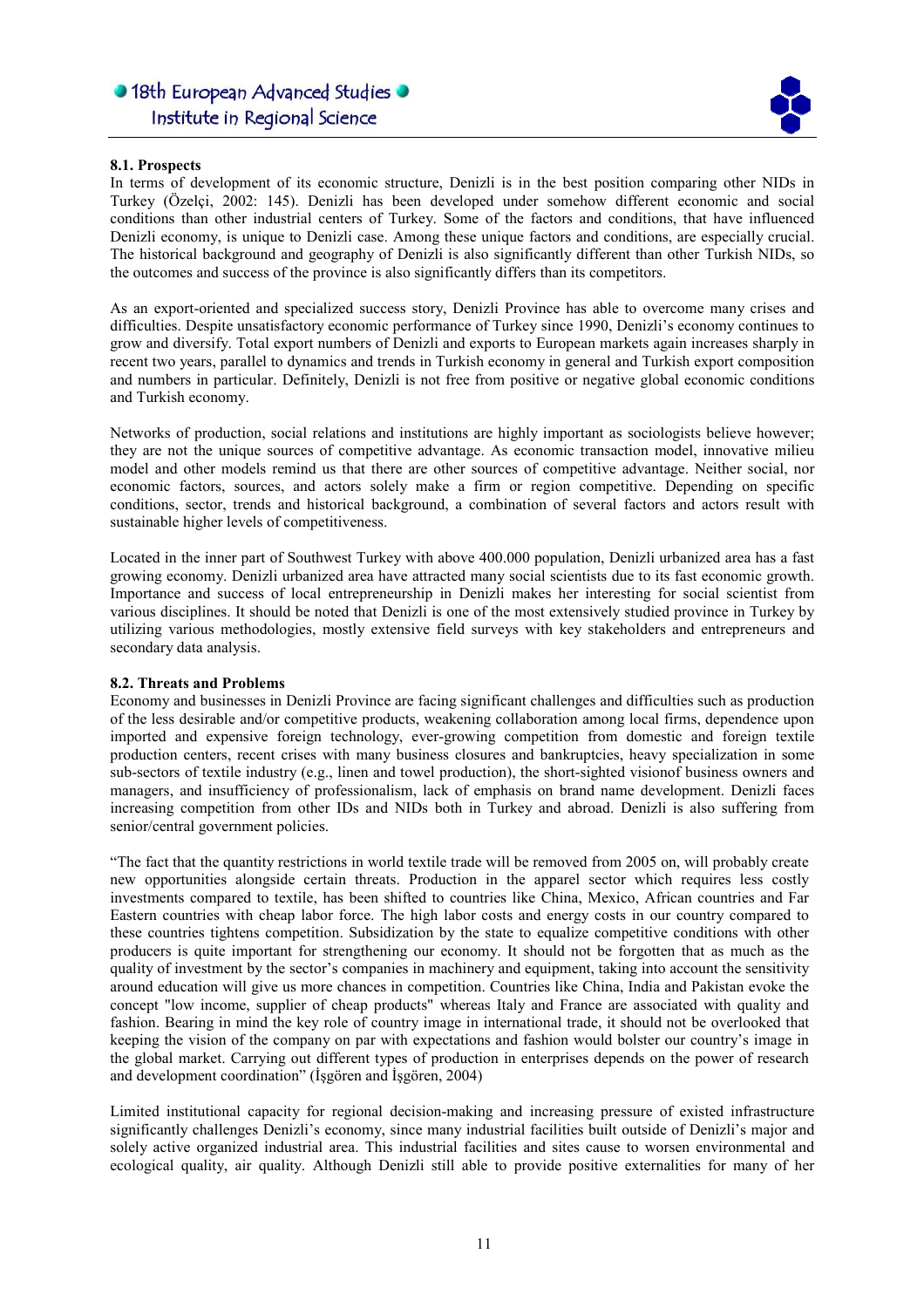### 8.1. Prospects

In terms of development of its economic structure, Denizli is in the best position comparing other NIDs in Turkey (Özelçi, 2002: 145). Denizli has been developed under somehow different economic and social conditions than other industrial centers of Turkey. Some of the factors and conditions, that have influenced Denizli economy, is unique to Denizli case. Among these unique factors and conditions, are especially crucial. The historical background and geography of Denizli is also significantly different than other Turkish NIDs, so the outcomes and success of the province is also significantly differs than its competitors.

As an export-oriented and specialized success story, Denizli Province has able to overcome many crises and difficulties. Despite unsatisfactory economic performance of Turkey since 1990, Denizli's economy continues to grow and diversify. Total export numbers of Denizli and exports to European markets again increases sharply in recent two years, parallel to dynamics and trends in Turkish economy in general and Turkish export composition and numbers in particular. Definitely, Denizli is not free from positive or negative global economic conditions and Turkish economy.

Networks of production, social relations and institutions are highly important as sociologists believe however; they are not the unique sources of competitive advantage. As economic transaction model, innovative milieu model and other models remind us that there are other sources of competitive advantage. Neither social, nor economic factors, sources, and actors solely make a firm or region competitive. Depending on specific conditions, sector, trends and historical background, a combination of several factors and actors result with sustainable higher levels of competitiveness.

Located in the inner part of Southwest Turkey with above 400.000 population, Denizli urbanized area has a fast growing economy. Denizli urbanized area have attracted many social scientists due to its fast economic growth. Importance and success of local entrepreneurship in Denizli makes her interesting for social scientist from various disciplines. It should be noted that Denizli is one of the most extensively studied province in Turkey by utilizing various methodologies, mostly extensive field surveys with key stakeholders and entrepreneurs and secondary data analysis.

### 8.2. Threats and Problems

Economy and businesses in Denizli Province are facing significant challenges and difficulties such as production of the less desirable and/or competitive products, weakening collaboration among local firms, dependence upon imported and expensive foreign technology, ever-growing competition from domestic and foreign textile production centers, recent crises with many business closures and bankruptcies, heavy specialization in some sub-sectors of textile industry (e.g., linen and towel production), the short-sighted visionof business owners and managers, and insufficiency of professionalism, lack of emphasis on brand name development. Denizli faces increasing competition from other IDs and NIDs both in Turkey and abroad. Denizli is also suffering from senior/central government policies.

"The fact that the quantity restrictions in world textile trade will be removed from 2005 on, will probably create new opportunities alongside certain threats. Production in the apparel sector which requires less costly investments compared to textile, has been shifted to countries like China, Mexico, African countries and Far Eastern countries with cheap labor force. The high labor costs and energy costs in our country compared to these countries tightens competition. Subsidization by the state to equalize competitive conditions with other producers is quite important for strengthening our economy. It should not be forgotten that as much as the quality of investment by the sector's companies in machinery and equipment, taking into account the sensitivity around education will give us more chances in competition. Countries like China, India and Pakistan evoke the concept "low income, supplier of cheap products" whereas Italy and France are associated with quality and fashion. Bearing in mind the key role of country image in international trade, it should not be overlooked that keeping the vision of the company on par with expectations and fashion would bolster our country's image in the global market. Carrying out different types of production in enterprises depends on the power of research and development coordination" (İşgören and İşgören, 2004)

Limited institutional capacity for regional decision-making and increasing pressure of existed infrastructure significantly challenges Denizli's economy, since many industrial facilities built outside of Denizli's major and solely active organized industrial area. This industrial facilities and sites cause to worsen environmental and ecological quality, air quality. Although Denizli still able to provide positive externalities for many of her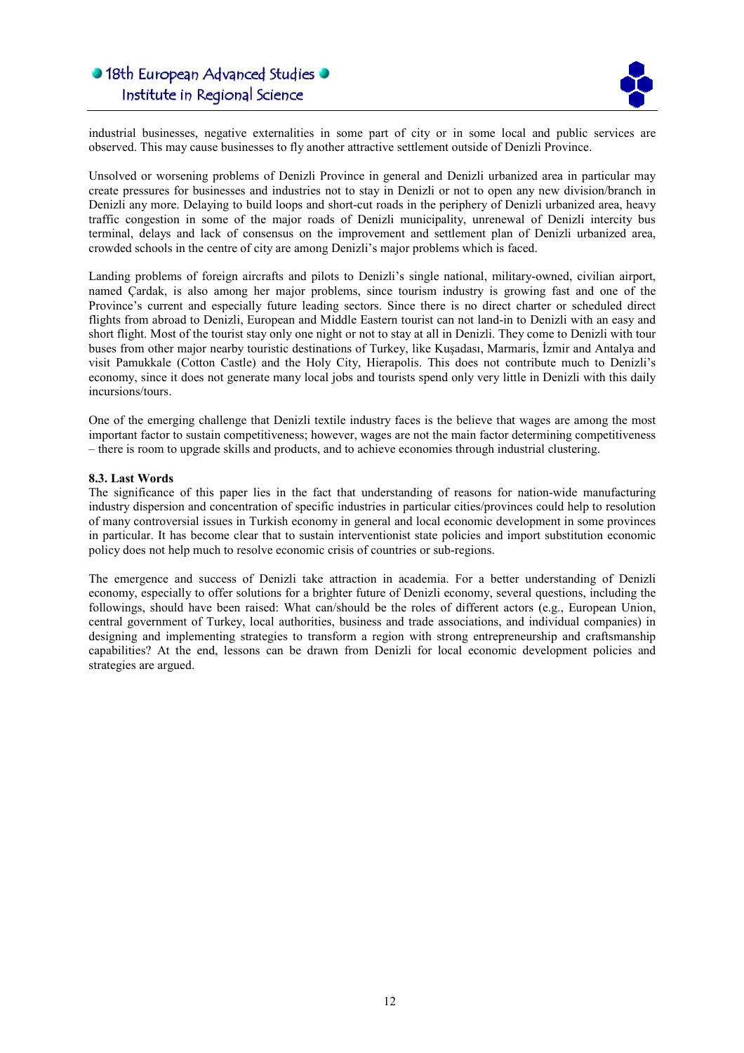industrial businesses, negative externalities in some part of city or in some local and public services are observed. This may cause businesses to fly another attractive settlement outside of Denizli Province.

Unsolved or worsening problems of Denizli Province in general and Denizli urbanized area in particular may create pressures for businesses and industries not to stay in Denizli or not to open any new division/branch in Denizli any more. Delaying to build loops and short-cut roads in the periphery of Denizli urbanized area, heavy traffic congestion in some of the major roads of Denizli municipality, unrenewal of Denizli intercity bus terminal, delays and lack of consensus on the improvement and settlement plan of Denizli urbanized area, crowded schools in the centre of city are among Denizli's major problems which is faced.

Landing problems of foreign aircrafts and pilots to Denizli's single national, military-owned, civilian airport, named Çardak, is also among her major problems, since tourism industry is growing fast and one of the Province's current and especially future leading sectors. Since there is no direct charter or scheduled direct flights from abroad to Denizli, European and Middle Eastern tourist can not land-in to Denizli with an easy and short flight. Most of the tourist stay only one night or not to stay at all in Denizli. They come to Denizli with tour buses from other major nearby touristic destinations of Turkey, like Kuşadası, Marmaris, İzmir and Antalya and visit Pamukkale (Cotton Castle) and the Holy City, Hierapolis. This does not contribute much to Denizli's economy, since it does not generate many local jobs and tourists spend only very little in Denizli with this daily incursions/tours.

One of the emerging challenge that Denizli textile industry faces is the believe that wages are among the most important factor to sustain competitiveness; however, wages are not the main factor determining competitiveness – there is room to upgrade skills and products, and to achieve economies through industrial clustering.

**8.3. Last Words**

The significance of this paper lies in the fact that understanding of reasons for nation-wide manufacturing industry dispersion and concentration of specific industries in particular cities/provinces could help to resolution of many controversial issues in Turkish economy in general and local economic development in some provinces in particular. It has become clear that to sustain interventionist state policies and import substitution economic policy does not help much to resolve economic crisis of countries or sub-regions.

The emergence and success of Denizli take attraction in academia. For a better understanding of Denizli economy, especially to offer solutions for a brighter future of Denizli economy, several questions, including the followings, should have been raised: What can/should be the roles of different actors (e.g., European Union, central government of Turkey, local authorities, business and trade associations, and individual companies) in designing and implementing strategies to transform a region with strong entrepreneurship and craftsmanship capabilities? At the end, lessons can be drawn from Denizli for local economic development policies and strategies are argued.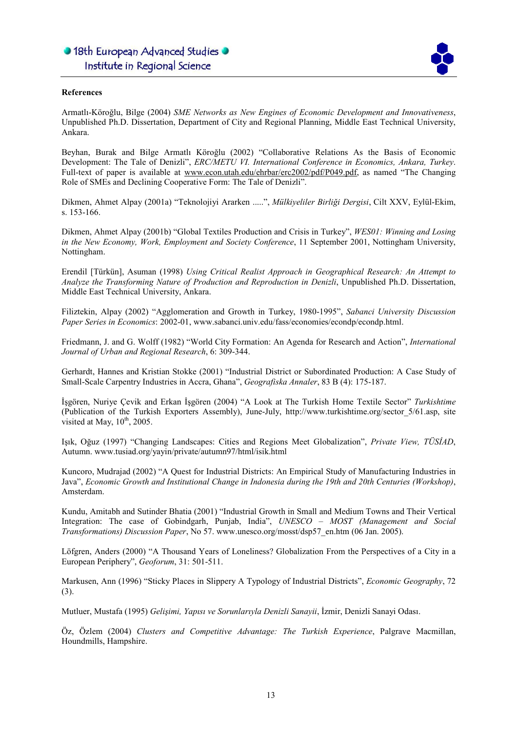**References**

Armatlı-Köroğlu, Bilge (2004) *SME Networks as New Engines of Economic Development and Innovativeness*, Unpublished Ph.D. Dissertation, Department of City and Regional Planning, Middle East Technical University, Ankara.

Beyhan, Burak and Bilge Armatlı Köroğlu (2002) "Collaborative Relations As the Basis of Economic Development: The Tale of Denizli", *ERC/METU VI. International Conference in Economics, Ankara, Turkey*. Full-text of paper is available at www.econ.utah.edu/ehrbar/erc2002/pdf/P049.pdf, as named "The Changing Role of SMEs and Declining Cooperative Form: The Tale of Denizli".

Dikmen, Ahmet Alpay (2001a) "Teknolojiyi Ararken .....", *Mülkiyeliler Birliği Dergisi*, Cilt XXV, Eylül-Ekim, s. 153-166.

Dikmen, Ahmet Alpay (2001b) "Global Textiles Production and Crisis in Turkey", *WES01: Winning and Losing in the New Economy, Work, Employment and Society Conference*, 11 September 2001, Nottingham University, Nottingham.

Erendil [Türkün], Asuman (1998) *Using Critical Realist Approach in Geographical Research: An Attempt to Analyze the Transforming Nature of Production and Reproduction in Denizli*, Unpublished Ph.D. Dissertation, Middle East Technical University, Ankara.

Filiztekin, Alpay (2002) "Agglomeration and Growth in Turkey, 1980-1995", *Sabanci University Discussion Paper Series in Economics*: 2002-01, www.sabanci.univ.edu/fass/economies/econdp/econdp.html.

Friedmann, J. and G. Wolff (1982) "World City Formation: An Agenda for Research and Action", *International Journal of Urban and Regional Research*, 6: 309-344.

Gerhardt, Hannes and Kristian Stokke (2001) "Industrial District or Subordinated Production: A Case Study of Small-Scale Carpentry Industries in Accra, Ghana", *Geografiska Annaler*, 83 B (4): 175-187.

İşgören, Nuriye Çevik and Erkan İşgören (2004) "A Look at The Turkish Home Textile Sector" *Turkishtime* (Publication of the Turkish Exporters Assembly), June-July, http://www.turkishtime.org/sector_5/61.asp, site visited at May, 10th, 2005.

Işık, Oğuz (1997) "Changing Landscapes: Cities and Regions Meet Globalization", *Private View, TÜSİAD*, Autumn. www.tusiad.org/yayin/private/autumn97/html/isik.html

Kuncoro, Mudrajad (2002) "A Quest for Industrial Districts: An Empirical Study of Manufacturing Industries in Java", *Economic Growth and Institutional Change in Indonesia during the 19th and 20th Centuries (Workshop)*, Amsterdam.

Kundu, Amitabh and Sutinder Bhatia (2001) "Industrial Growth in Small and Medium Towns and Their Vertical Integration: The case of Gobindgarh, Punjab, India", *UNESCO – MOST (Management and Social Transformations) Discussion Paper*, No 57. www.unesco.org/mosst/dsp57_en.htm (06 Jan. 2005).

Löfgren, Anders (2000) "A Thousand Years of Loneliness? Globalization From the Perspectives of a City in a European Periphery", *Geoforum*, 31: 501-511.

Markusen, Ann (1996) "Sticky Places in Slippery A Typology of Industrial Districts", *Economic Geography*, 72 (3).

Mutluer, Mustafa (1995) *Gelişimi, Yapısı ve Sorunlarıyla Denizli Sanayii*, İzmir, Denizli Sanayi Odası.

Öz, Özlem (2004) *Clusters and Competitive Advantage: The Turkish Experience*, Palgrave Macmillan, Houndmills, Hampshire.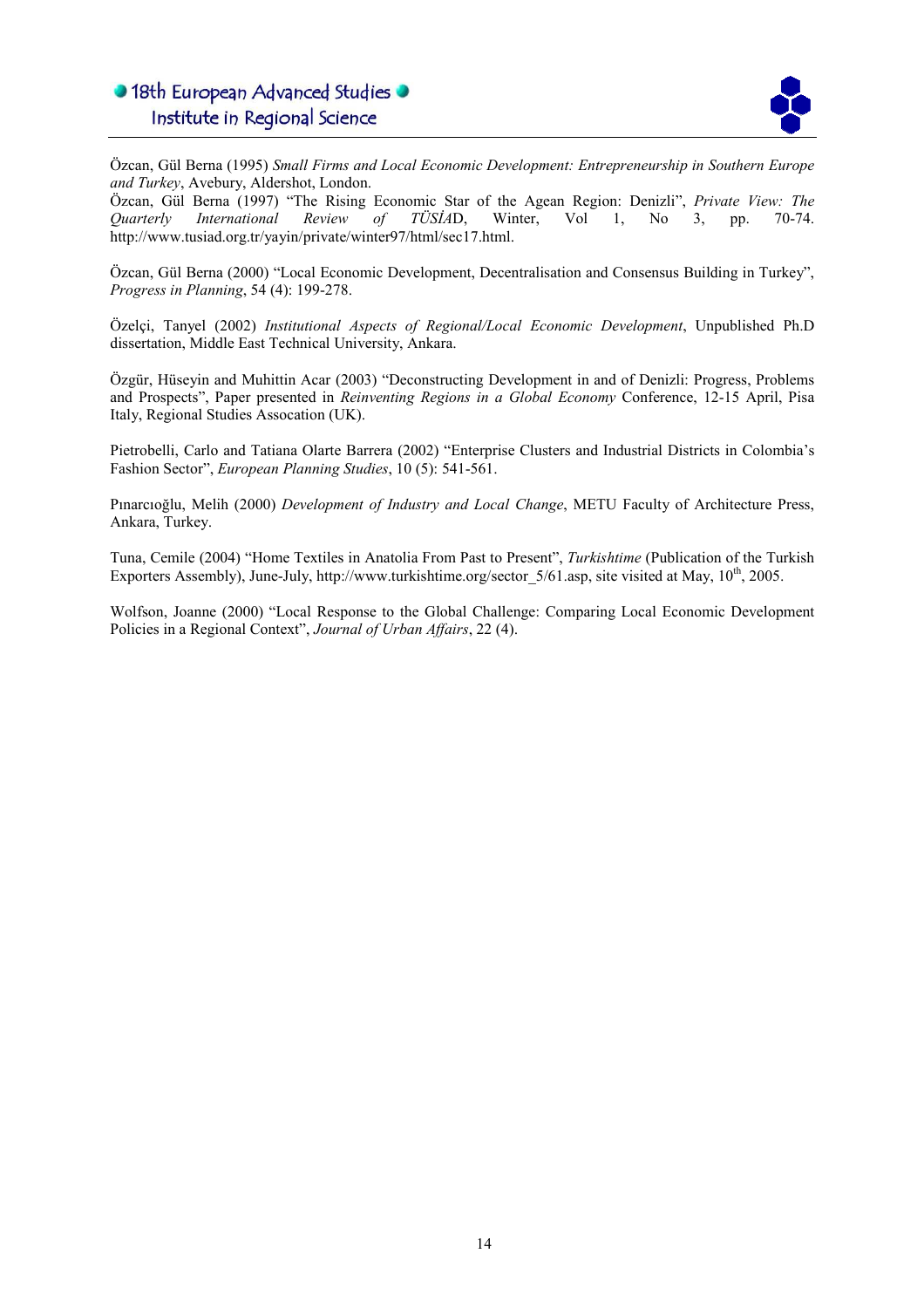Özcan, Gül Berna (1995) *Small Firms and Local Economic Development: Entrepreneurship in Southern Europe and Turkey*, Avebury, Aldershot, London.

Özcan, Gül Berna (1997) "The Rising Economic Star of the Agean Region: Denizli", *Private View: The Quarterly International Review of TÜSİA*D, Winter, Vol 1, No 3, pp. 70-74. http://www.tusiad.org.tr/yayin/private/winter97/html/sec17.html.

Özcan, Gül Berna (2000) "Local Economic Development, Decentralisation and Consensus Building in Turkey", *Progress in Planning*, 54 (4): 199-278.

Özelçi, Tanyel (2002) *Institutional Aspects of Regional/Local Economic Development*, Unpublished Ph.D dissertation, Middle East Technical University, Ankara.

Özgür, Hüseyin and Muhittin Acar (2003) "Deconstructing Development in and of Denizli: Progress, Problems and Prospects", Paper presented in *Reinventing Regions in a Global Economy* Conference, 12-15 April, Pisa Italy, Regional Studies Assocation (UK).

Pietrobelli, Carlo and Tatiana Olarte Barrera (2002) "Enterprise Clusters and Industrial Districts in Colombia's Fashion Sector", *European Planning Studies*, 10 (5): 541-561.

Pınarcıoğlu, Melih (2000) *Development of Industry and Local Change*, METU Faculty of Architecture Press, Ankara, Turkey.

Tuna, Cemile (2004) "Home Textiles in Anatolia From Past to Present", *Turkishtime* (Publication of the Turkish Exporters Assembly), June-July, http://www.turkishtime.org/sector_5/61.asp, site visited at May, 10th, 2005.

Wolfson, Joanne (2000) "Local Response to the Global Challenge: Comparing Local Economic Development Policies in a Regional Context", *Journal of Urban Affairs*, 22 (4).